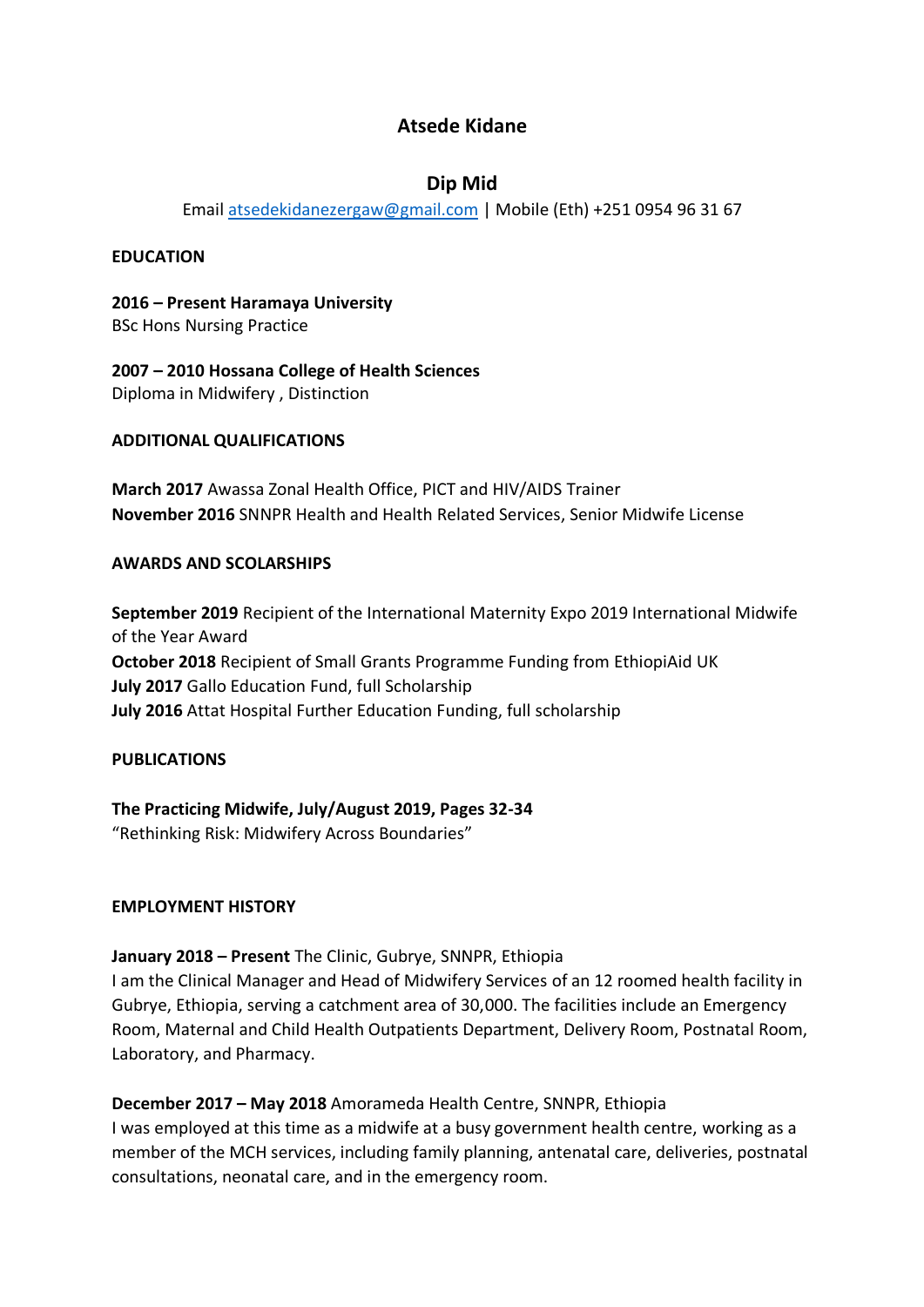# Atesde Kidane

## Dip Mid

Email atsedekidanezergaw@gmail.com | Mobile (Eth) +251 0954 96 31 67

**EDUCATION**

**2016 – Present Haramaya University**
BSc Hons Nursing Practice

**2007 – 2010 Hossana College of Health Sciences**
Diploma in Midwifery , Distinction

**ADDITIONAL QUALIFICATIONS**

**March 2017** Awassa Zonal Health Office, PICT and HIV/AIDS Trainer
**November 2016** SNNPR Health and Health Related Services, Senior Midwife License

**AWARDS AND SCOLARSHIPS**

**September 2019** Recipient of the International Maternity Expo 2019 International Midwife of the Year Award
**October 2018** Recipient of Small Grants Programme Funding from EthiopiAid UK
**July 2017** Gallo Education Fund, full Scholarship
**July 2016** Attat Hospital Further Education Funding, full scholarship

**PUBLICATIONS**

**The Practicing Midwife, July/August 2019, Pages 32-34**
"Rethinking Risk: Midwifery Across Boundaries"

**EMPLOYMENT HISTORY**

**January 2018 – Present** The Clinic, Gubrye, SNNPR, Ethiopia
I am the Clinical Manager and Head of Midwifery Services of an 12 roomed health facility in Gubrye, Ethiopia, serving a catchment area of 30,000. The facilities include an Emergency Room, Maternal and Child Health Outpatients Department, Delivery Room, Postnatal Room, Laboratory, and Pharmacy.

**December 2017 – May 2018** Amorameda Health Centre, SNNPR, Ethiopia
I was employed at this time as a midwife at a busy government health centre, working as a member of the MCH services, including family planning, antenatal care, deliveries, postnatal consultations, neonatal care, and in the emergency room.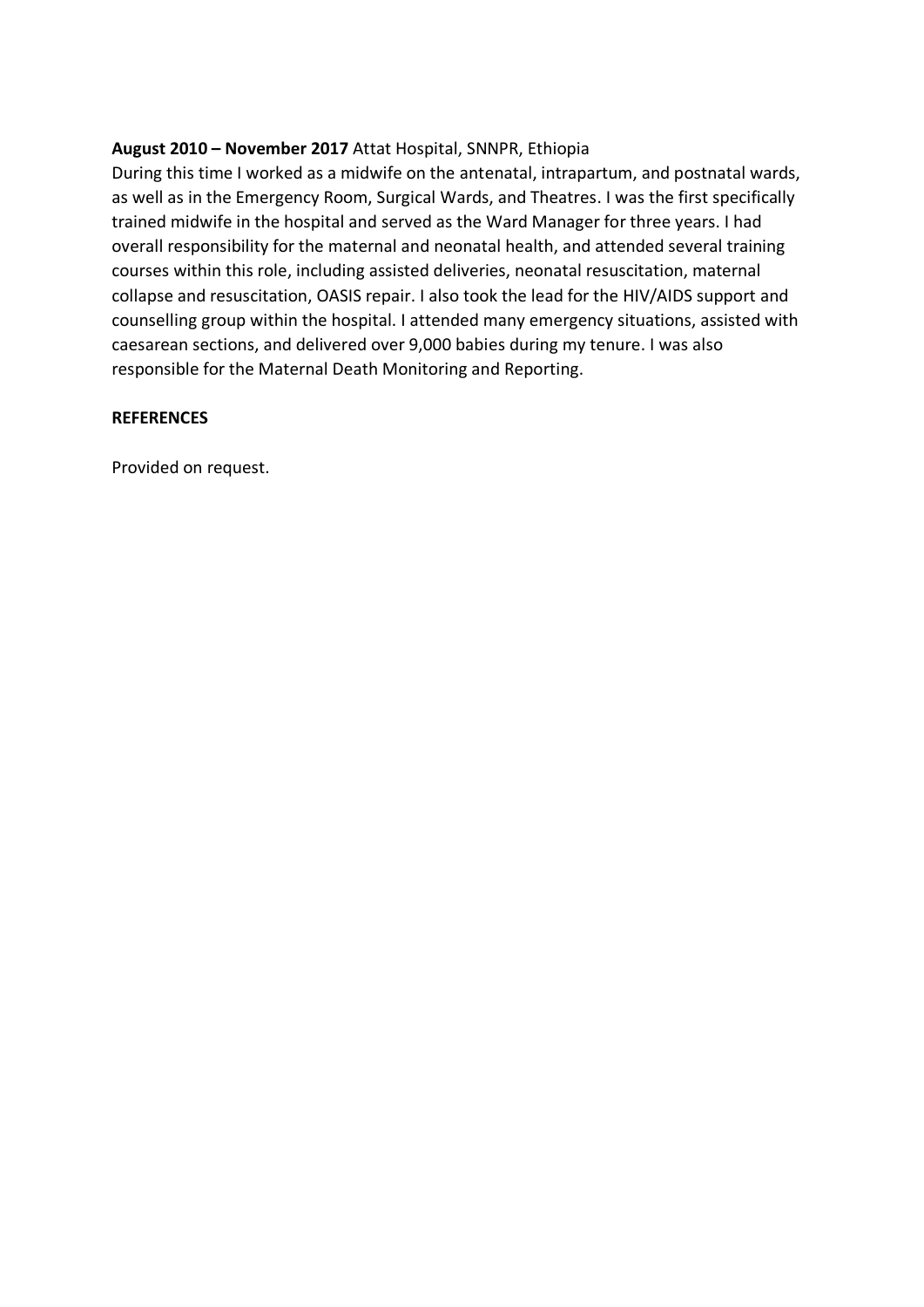**August 2010 – November 2017** Attat Hospital, SNNPR, Ethiopia

During this time I worked as a midwife on the antenatal, intrapartum, and postnatal wards, as well as in the Emergency Room, Surgical Wards, and Theatres. I was the first specifically trained midwife in the hospital and served as the Ward Manager for three years. I had overall responsibility for the maternal and neonatal health, and attended several training courses within this role, including assisted deliveries, neonatal resuscitation, maternal collapse and resuscitation, OASIS repair. I also took the lead for the HIV/AIDS support and counselling group within the hospital. I attended many emergency situations, assisted with caesarean sections, and delivered over 9,000 babies during my tenure. I was also responsible for the Maternal Death Monitoring and Reporting.

**REFERENCES**

Provided on request.